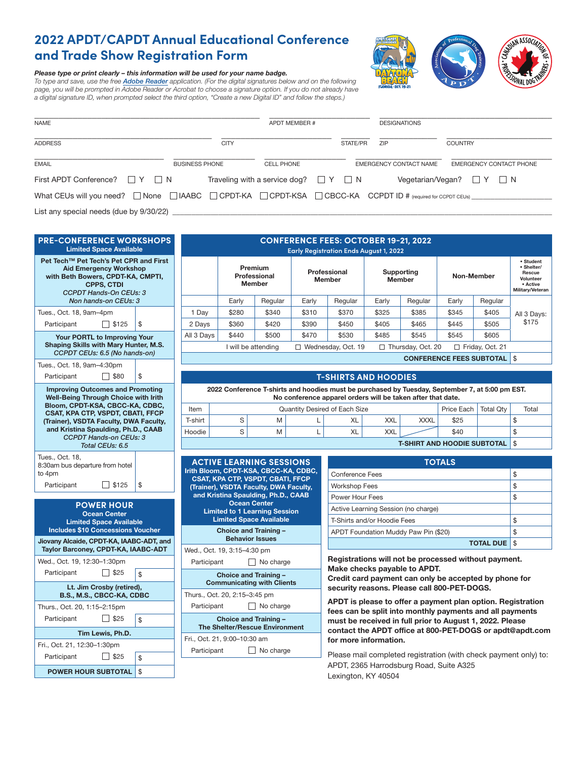# 2022 APDT/CAPDT Annual Educational Conference and Trade Show Registration Form

***Please type or print clearly – this information will be used for your name badge.***
*To type and save, use the free Adobe Reader application. (For the digital signatures below and on the following page, you will be prompted in Adobe Reader or Acrobat to choose a signature option. If you do not already have a digital signature ID, when prompted select the third option, "Create a new Digital ID" and follow the steps.)*

NAME ______ APDT MEMBER # ______ DESIGNATIONS ______

ADDRESS ______ CITY ______ STATE/PR ______ ZIP ______ COUNTRY ______

EMAIL ______ BUSINESS PHONE ______ CELL PHONE ______ EMERGENCY CONTACT NAME ______ EMERGENCY CONTACT PHONE ______

First APDT Conference? ☐ Y ☐ N   Traveling with a service dog? ☐ Y ☐ N   Vegetarian/Vegan? ☐ Y ☐ N

What CEUs will you need? ☐ None ☐ IAABC ☐ CPDT-KA ☐ CPDT-KSA ☐ CBCC-KA CCPDT ID # (required for CCPDT CEUs) ______

List any special needs (due by 9/30/22) ______

## PRE-CONFERENCE WORKSHOPS
**Limited Space Available**

**Pet Tech™ Pet Tech's Pet CPR and First Aid Emergency Workshop with Beth Bowers, CPDT-KA, CMPTI, CPPS, CTDI**
*CCPDT Hands-On CEUs: 3*
*Non hands-on CEUs: 3*

Tues., Oct. 18, 9am–4pm
Participant ☐ $125 | $

**Your PORTL to Improving Your Shaping Skills with Mary Hunter, M.S.**
*CCPDT CEUs: 6.5 (No hands-on)*

Tues., Oct. 18, 9am–4:30pm
Participant ☐ $80 | $

**Improving Outcomes and Promoting Well-Being Through Choice with Irith Bloom, CPDT-KSA, CBCC-KA, CDBC, CSAT, KPA CTP, VSPDT, CBATI, FFCP (Trainer), VSDTA Faculty, DWA Faculty, and Kristina Spaulding, Ph.D., CAAB**
*CCPDT Hands-on CEUs: 3*
*Total CEUs: 6.5*

Tues., Oct. 18, 8:30am bus departure from hotel to 4pm
Participant ☐ $125 | $

## POWER HOUR
**Ocean Center**
**Limited Space Available**
**Includes $10 Concessions Voucher**

**Jiovany Alcaide, CPDT-KA, IAABC-ADT, and Taylor Barconey, CPDT-KA, IAABC-ADT**

Wed., Oct. 19, 12:30–1:30pm
Participant ☐ $25 | $

**Lt. Jim Crosby (retired), B.S., M.S., CBCC-KA, CDBC**

Thurs., Oct. 20, 1:15–2:15pm
Participant ☐ $25 | $

**Tim Lewis, Ph.D.**

Fri., Oct. 21, 12:30–1:30pm
Participant ☐ $25 | $

**POWER HOUR SUBTOTAL** | $

## CONFERENCE FEES: OCTOBER 19–21, 2022
**Early Registration Ends August 1, 2022**

| | Premium Professional Member | | Professional Member | | Supporting Member | | Non-Member | | • Student • Shelter/ Rescue Volunteer • Active Military/Veteran |
|---|---|---|---|---|---|---|---|---|---|
| | Early | Regular | Early | Regular | Early | Regular | Early | Regular | |
| 1 Day | $280 | $340 | $310 | $370 | $325 | $385 | $345 | $405 | All 3 Days: $175 |
| 2 Days | $360 | $420 | $390 | $450 | $405 | $465 | $445 | $505 | |
| All 3 Days | $440 | $500 | $470 | $530 | $485 | $545 | $545 | $605 | |

I will be attending ☐ Wednesday, Oct. 19 ☐ Thursday, Oct. 20 ☐ Friday, Oct. 21

**CONFERENCE FEES SUBTOTAL** | $

## T-SHIRTS AND HOODIES

**2022 Conference T-shirts and hoodies must be purchased by Tuesday, September 7, at 5:00 pm EST. No conference apparel orders will be taken after that date.**

| Item | Quantity Desired of Each Size | | | | | | Price Each | Total Qty | Total |
|---|---|---|---|---|---|---|---|---|---|
| T-shirt | S | M | L | XL | XXL | XXXL | $25 | | $ |
| Hoodie | S | M | L | XL | XXL | | $40 | | $ |

**T-SHIRT AND HOODIE SUBTOTAL** | $

## ACTIVE LEARNING SESSIONS
**Irith Bloom, CPDT-KSA, CBCC-KA, CDBC, CSAT, KPA CTP, VSPDT, CBATI, FFCP (Trainer), VSDTA Faculty, DWA Faculty, and Kristina Spaulding, Ph.D., CAAB**
**Ocean Center**
**Limited to 1 Learning Session**
**Limited Space Available**

**Choice and Training – Behavior Issues**

Wed., Oct. 19, 3:15–4:30 pm
Participant ☐ No charge

**Choice and Training – Communicating with Clients**

Thurs., Oct. 20, 2:15–3:45 pm
Participant ☐ No charge

**Choice and Training – The Shelter/Rescue Environment**

Fri., Oct. 21, 9:00–10:30 am
Participant ☐ No charge

## TOTALS

| | |
|---|---|
| Conference Fees | $ |
| Workshop Fees | $ |
| Power Hour Fees | $ |
| Active Learning Session (no charge) | |
| T-Shirts and/or Hoodie Fees | $ |
| APDT Foundation Muddy Paw Pin ($20) | $ |
| **TOTAL DUE** | $ |

**Registrations will not be processed without payment.**
**Make checks payable to APDT.**
**Credit card payment can only be accepted by phone for security reasons. Please call 800-PET-DOGS.**

**APDT is please to offer a payment plan option. Registration fees can be split into monthly payments and all payments must be received in full prior to August 1, 2022. Please contact the APDT office at 800-PET-DOGS or apdt@apdt.com for more information.**

Please mail completed registration (with check payment only) to:
APDT, 2365 Harrodsburg Road, Suite A325
Lexington, KY 40504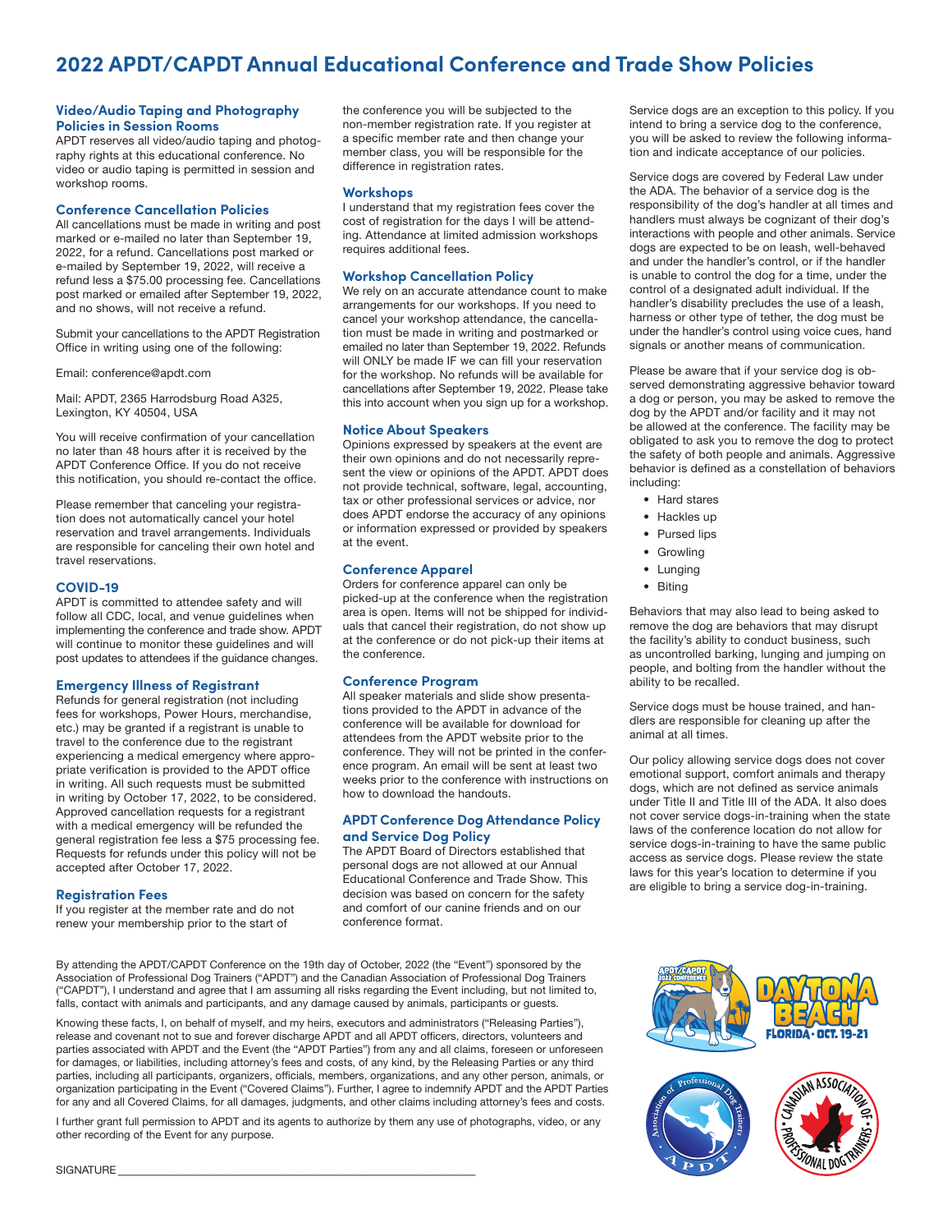# 2022 APDT/CAPDT Annual Educational Conference and Trade Show Policies

## Video/Audio Taping and Photography Policies in Session Rooms

APDT reserves all video/audio taping and photography rights at this educational conference. No video or audio taping is permitted in session and workshop rooms.

## Conference Cancellation Policies

All cancellations must be made in writing and post marked or e-mailed no later than September 19, 2022, for a refund. Cancellations post marked or e-mailed by September 19, 2022, will receive a refund less a $75.00 processing fee. Cancellations post marked or emailed after September 19, 2022, and no shows, will not receive a refund.

Submit your cancellations to the APDT Registration Office in writing using one of the following:

Email: conference@apdt.com

Mail: APDT, 2365 Harrodsburg Road A325, Lexington, KY 40504, USA

You will receive confirmation of your cancellation no later than 48 hours after it is received by the APDT Conference Office. If you do not receive this notification, you should re-contact the office.

Please remember that canceling your registration does not automatically cancel your hotel reservation and travel arrangements. Individuals are responsible for canceling their own hotel and travel reservations.

## COVID-19

APDT is committed to attendee safety and will follow all CDC, local, and venue guidelines when implementing the conference and trade show. APDT will continue to monitor these guidelines and will post updates to attendees if the guidance changes.

## Emergency Illness of Registrant

Refunds for general registration (not including fees for workshops, Power Hours, merchandise, etc.) may be granted if a registrant is unable to travel to the conference due to the registrant experiencing a medical emergency where appropriate verification is provided to the APDT office in writing. All such requests must be submitted in writing by October 17, 2022, to be considered. Approved cancellation requests for a registrant with a medical emergency will be refunded the general registration fee less a $75 processing fee. Requests for refunds under this policy will not be accepted after October 17, 2022.

## Registration Fees

If you register at the member rate and do not renew your membership prior to the start of the conference you will be subjected to the non-member registration rate. If you register at a specific member rate and then change your member class, you will be responsible for the difference in registration rates.

## Workshops

I understand that my registration fees cover the cost of registration for the days I will be attending. Attendance at limited admission workshops requires additional fees.

## Workshop Cancellation Policy

We rely on an accurate attendance count to make arrangements for our workshops. If you need to cancel your workshop attendance, the cancellation must be made in writing and postmarked or emailed no later than September 19, 2022. Refunds will ONLY be made IF we can fill your reservation for the workshop. No refunds will be available for cancellations after September 19, 2022. Please take this into account when you sign up for a workshop.

## Notice About Speakers

Opinions expressed by speakers at the event are their own opinions and do not necessarily represent the view or opinions of the APDT. APDT does not provide technical, software, legal, accounting, tax or other professional services or advice, nor does APDT endorse the accuracy of any opinions or information expressed or provided by speakers at the event.

## Conference Apparel

Orders for conference apparel can only be picked-up at the conference when the registration area is open. Items will not be shipped for individuals that cancel their registration, do not show up at the conference or do not pick-up their items at the conference.

## Conference Program

All speaker materials and slide show presentations provided to the APDT in advance of the conference will be available for download for attendees from the APDT website prior to the conference. They will not be printed in the conference program. An email will be sent at least two weeks prior to the conference with instructions on how to download the handouts.

## APDT Conference Dog Attendance Policy and Service Dog Policy

The APDT Board of Directors established that personal dogs are not allowed at our Annual Educational Conference and Trade Show. This decision was based on concern for the safety and comfort of our canine friends and on our conference format.

Service dogs are an exception to this policy. If you intend to bring a service dog to the conference, you will be asked to review the following information and indicate acceptance of our policies.

Service dogs are covered by Federal Law under the ADA. The behavior of a service dog is the responsibility of the dog's handler at all times and handlers must always be cognizant of their dog's interactions with people and other animals. Service dogs are expected to be on leash, well-behaved and under the handler's control, or if the handler is unable to control the dog for a time, under the control of a designated adult individual. If the handler's disability precludes the use of a leash, harness or other type of tether, the dog must be under the handler's control using voice cues, hand signals or another means of communication.

Please be aware that if your service dog is observed demonstrating aggressive behavior toward a dog or person, you may be asked to remove the dog by the APDT and/or facility and it may not be allowed at the conference. The facility may be obligated to ask you to remove the dog to protect the safety of both people and animals. Aggressive behavior is defined as a constellation of behaviors including:

- Hard stares
- Hackles up
- Pursed lips
- Growling
- Lunging
- Biting

Behaviors that may also lead to being asked to remove the dog are behaviors that may disrupt the facility's ability to conduct business, such as uncontrolled barking, lunging and jumping on people, and bolting from the handler without the ability to be recalled.

Service dogs must be house trained, and handlers are responsible for cleaning up after the animal at all times.

Our policy allowing service dogs does not cover emotional support, comfort animals and therapy dogs, which are not defined as service animals under Title II and Title III of the ADA. It also does not cover service dogs-in-training when the state laws of the conference location do not allow for service dogs-in-training to have the same public access as service dogs. Please review the state laws for this year's location to determine if you are eligible to bring a service dog-in-training.

By attending the APDT/CAPDT Conference on the 19th day of October, 2022 (the "Event") sponsored by the Association of Professional Dog Trainers ("APDT") and the Canadian Association of Professional Dog Trainers ("CAPDT"), I understand and agree that I am assuming all risks regarding the Event including, but not limited to, falls, contact with animals and participants, and any damage caused by animals, participants or guests.

Knowing these facts, I, on behalf of myself, and my heirs, executors and administrators ("Releasing Parties"), release and covenant not to sue and forever discharge APDT and all APDT officers, directors, volunteers and parties associated with APDT and the Event (the "APDT Parties") from any and all claims, foreseen or unforeseen for damages, or liabilities, including attorney's fees and costs, of any kind, by the Releasing Parties or any third parties, including all participants, organizers, officials, members, organizations, and any other person, animals, or organization participating in the Event ("Covered Claims"). Further, I agree to indemnify APDT and the APDT Parties for any and all Covered Claims, for all damages, judgments, and other claims including attorney's fees and costs.

I further grant full permission to APDT and its agents to authorize by them any use of photographs, video, or any other recording of the Event for any purpose.

SIGNATURE ______________________________________________________________

APDT/CAPDT 2022 CONFERENCE

DAYTONA BEACH

FLORIDA · OCT. 19-21